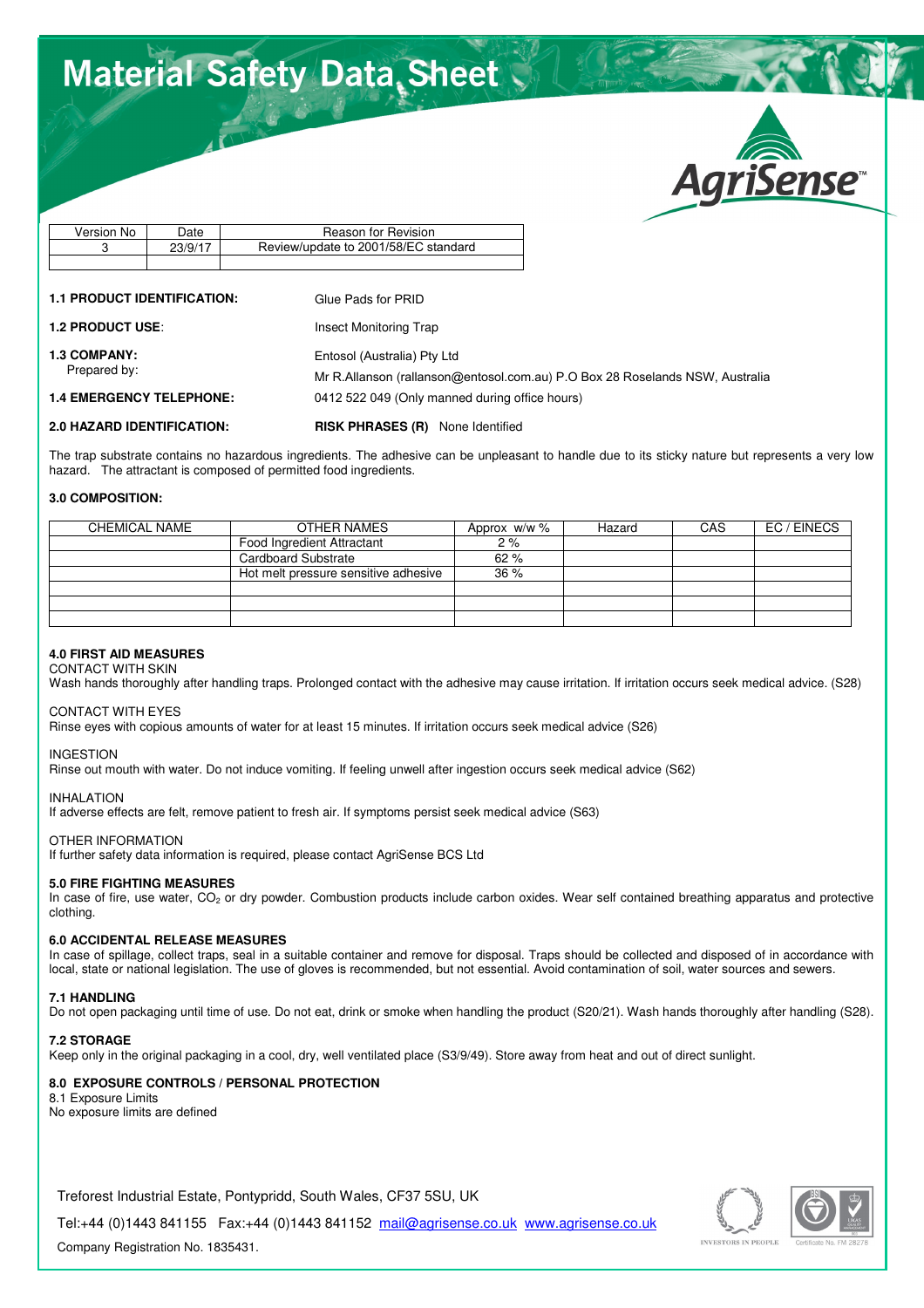# Material Safety Data Sheet

AgriSense™

| Version No | Date | Reason for Revision |
|---|---|---|
| 3 | 23/9/17 | Review/update to 2001/58/EC standard |
| | | |

**1.1 PRODUCT IDENTIFICATION:** Glue Pads for PRID

**1.2 PRODUCT USE**: Insect Monitoring Trap

**1.3 COMPANY:** Entosol (Australia) Pty Ltd
Prepared by: Mr R.Allanson (rallanson@entosol.com.au) P.O Box 28 Roselands NSW, Australia

**1.4 EMERGENCY TELEPHONE:** 0412 522 049 (Only manned during office hours)

**2.0 HAZARD IDENTIFICATION:** **RISK PHRASES (R)** None Identified

The trap substrate contains no hazardous ingredients. The adhesive can be unpleasant to handle due to its sticky nature but represents a very low hazard. The attractant is composed of permitted food ingredients.

**3.0 COMPOSITION:**

| CHEMICAL NAME | OTHER NAMES | Approx w/w % | Hazard | CAS | EC / EINECS |
|---|---|---|---|---|---|
| | Food Ingredient Attractant | 2 % | | | |
| | Cardboard Substrate | 62 % | | | |
| | Hot melt pressure sensitive adhesive | 36 % | | | |
| | | | | | |
| | | | | | |
| | | | | | |

**4.0 FIRST AID MEASURES**

CONTACT WITH SKIN
Wash hands thoroughly after handling traps. Prolonged contact with the adhesive may cause irritation. If irritation occurs seek medical advice. (S28)

CONTACT WITH EYES
Rinse eyes with copious amounts of water for at least 15 minutes. If irritation occurs seek medical advice (S26)

INGESTION
Rinse out mouth with water. Do not induce vomiting. If feeling unwell after ingestion occurs seek medical advice (S62)

INHALATION
If adverse effects are felt, remove patient to fresh air. If symptoms persist seek medical advice (S63)

OTHER INFORMATION
If further safety data information is required, please contact AgriSense BCS Ltd

**5.0 FIRE FIGHTING MEASURES**
In case of fire, use water, $CO_2$ or dry powder. Combustion products include carbon oxides. Wear self contained breathing apparatus and protective clothing.

**6.0 ACCIDENTAL RELEASE MEASURES**
In case of spillage, collect traps, seal in a suitable container and remove for disposal. Traps should be collected and disposed of in accordance with local, state or national legislation. The use of gloves is recommended, but not essential. Avoid contamination of soil, water sources and sewers.

**7.1 HANDLING**
Do not open packaging until time of use. Do not eat, drink or smoke when handling the product (S20/21). Wash hands thoroughly after handling (S28).

**7.2 STORAGE**
Keep only in the original packaging in a cool, dry, well ventilated place (S3/9/49). Store away from heat and out of direct sunlight.

**8.0 EXPOSURE CONTROLS / PERSONAL PROTECTION**
8.1 Exposure Limits
No exposure limits are defined

Treforest Industrial Estate, Pontypridd, South Wales, CF37 5SU, UK

Tel:+44 (0)1443 841155 Fax:+44 (0)1443 841152 mail@agrisense.co.uk www.agrisense.co.uk

Company Registration No. 1835431.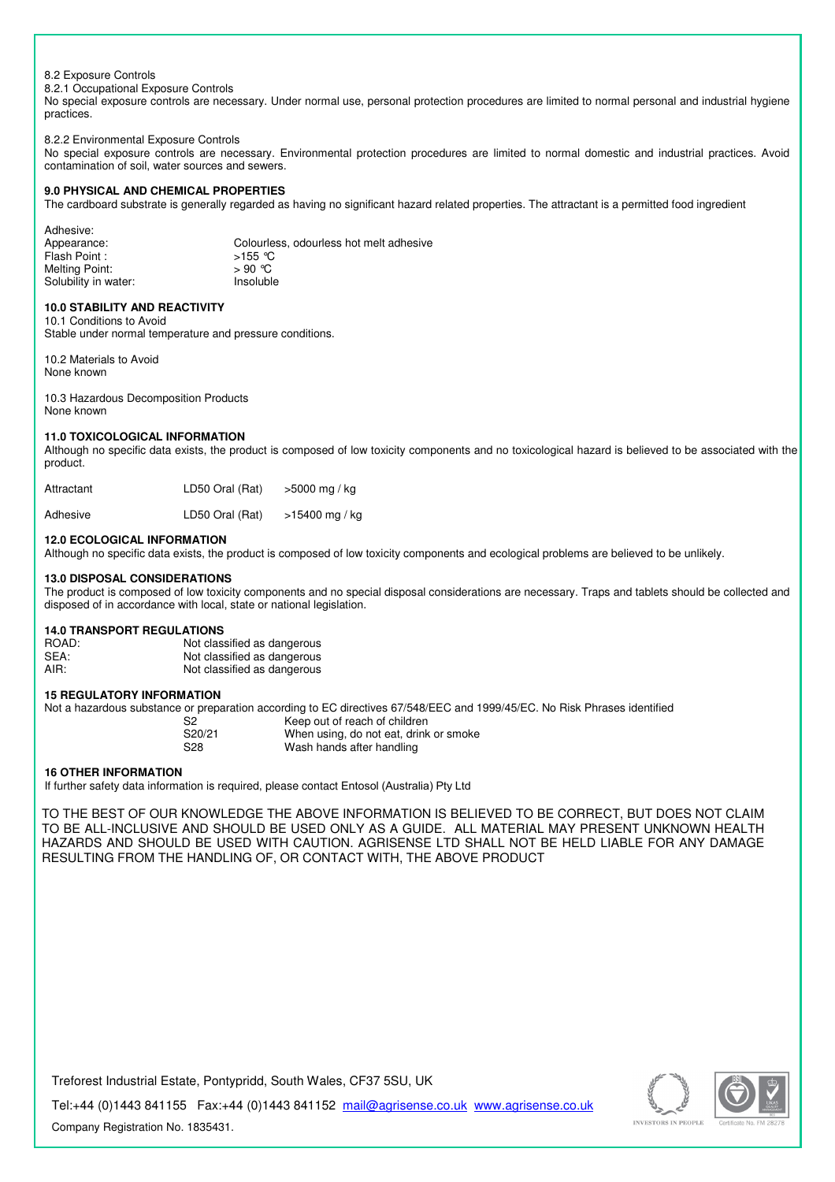8.2 Exposure Controls

8.2.1 Occupational Exposure Controls

No special exposure controls are necessary. Under normal use, personal protection procedures are limited to normal personal and industrial hygiene practices.

8.2.2 Environmental Exposure Controls

No special exposure controls are necessary. Environmental protection procedures are limited to normal domestic and industrial practices. Avoid contamination of soil, water sources and sewers.

**9.0 PHYSICAL AND CHEMICAL PROPERTIES**

The cardboard substrate is generally regarded as having no significant hazard related properties. The attractant is a permitted food ingredient

Adhesive:

| | |
|---|---|
| Appearance: | Colourless, odourless hot melt adhesive |
| Flash Point : | >155 °C |
| Melting Point: | > 90 °C |
| Solubility in water: | Insoluble |

**10.0 STABILITY AND REACTIVITY**

10.1 Conditions to Avoid

Stable under normal temperature and pressure conditions.

10.2 Materials to Avoid

None known

10.3 Hazardous Decomposition Products

None known

**11.0 TOXICOLOGICAL INFORMATION**

Although no specific data exists, the product is composed of low toxicity components and no toxicological hazard is believed to be associated with the product.

| | | |
|---|---|---|
| Attractant | LD50 Oral (Rat) | >5000 mg / kg |
| Adhesive | LD50 Oral (Rat) | >15400 mg / kg |

**12.0 ECOLOGICAL INFORMATION**

Although no specific data exists, the product is composed of low toxicity components and ecological problems are believed to be unlikely.

**13.0 DISPOSAL CONSIDERATIONS**

The product is composed of low toxicity components and no special disposal considerations are necessary. Traps and tablets should be collected and disposed of in accordance with local, state or national legislation.

**14.0 TRANSPORT REGULATIONS**

| | |
|---|---|
| ROAD: | Not classified as dangerous |
| SEA: | Not classified as dangerous |
| AIR: | Not classified as dangerous |

**15 REGULATORY INFORMATION**

Not a hazardous substance or preparation according to EC directives 67/548/EEC and 1999/45/EC. No Risk Phrases identified

| | |
|---|---|
| S2 | Keep out of reach of children |
| S20/21 | When using, do not eat, drink or smoke |
| S28 | Wash hands after handling |

**16 OTHER INFORMATION**

If further safety data information is required, please contact Entosol (Australia) Pty Ltd

TO THE BEST OF OUR KNOWLEDGE THE ABOVE INFORMATION IS BELIEVED TO BE CORRECT, BUT DOES NOT CLAIM TO BE ALL-INCLUSIVE AND SHOULD BE USED ONLY AS A GUIDE. ALL MATERIAL MAY PRESENT UNKNOWN HEALTH HAZARDS AND SHOULD BE USED WITH CAUTION. AGRISENSE LTD SHALL NOT BE HELD LIABLE FOR ANY DAMAGE RESULTING FROM THE HANDLING OF, OR CONTACT WITH, THE ABOVE PRODUCT

Treforest Industrial Estate, Pontypridd, South Wales, CF37 5SU, UK

Tel:+44 (0)1443 841155 Fax:+44 (0)1443 841152 mail@agrisense.co.uk www.agrisense.co.uk

Company Registration No. 1835431.